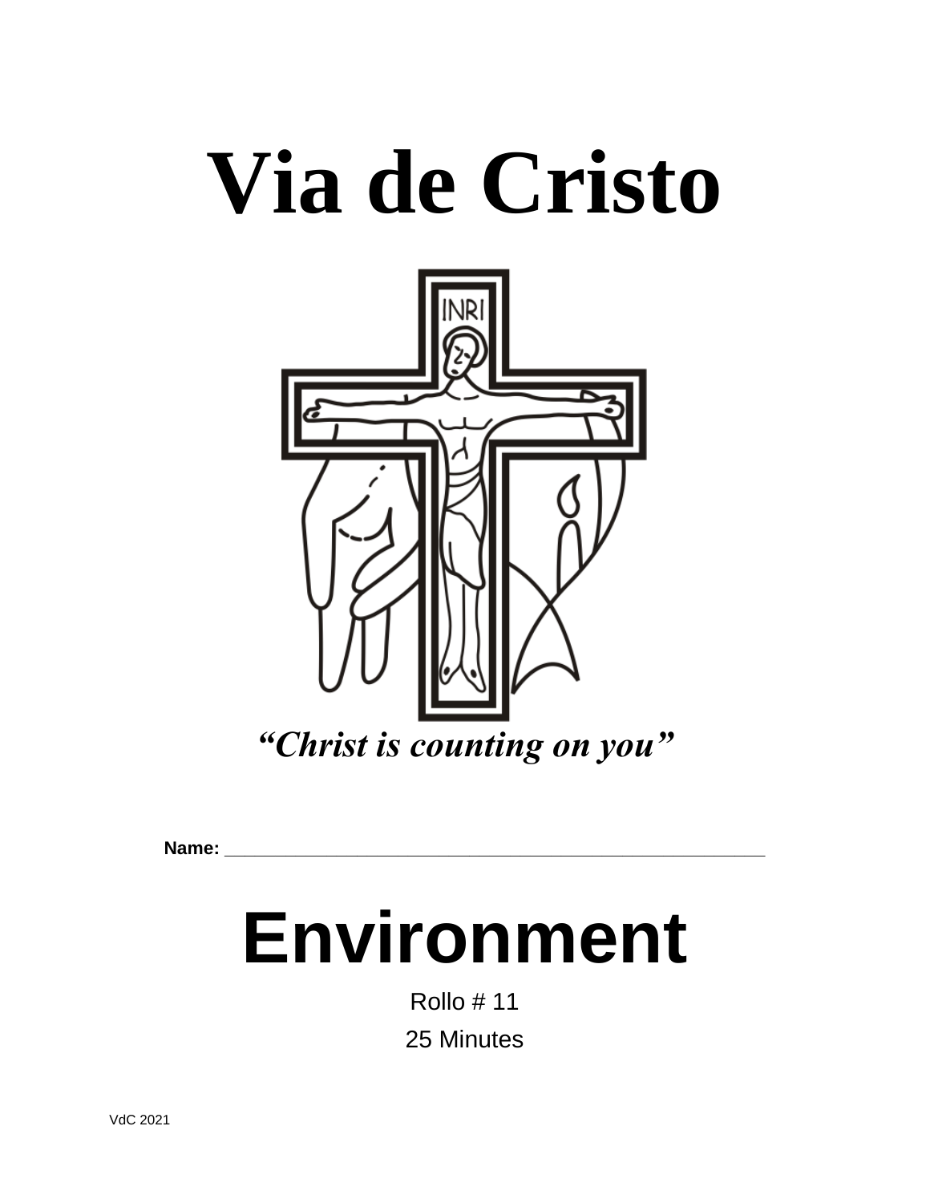# Via de Cristo

*"Christ is counting on you"*

**Name:** ____________________________________________________

# Environment

Rollo # 11

25 Minutes

VdC 2021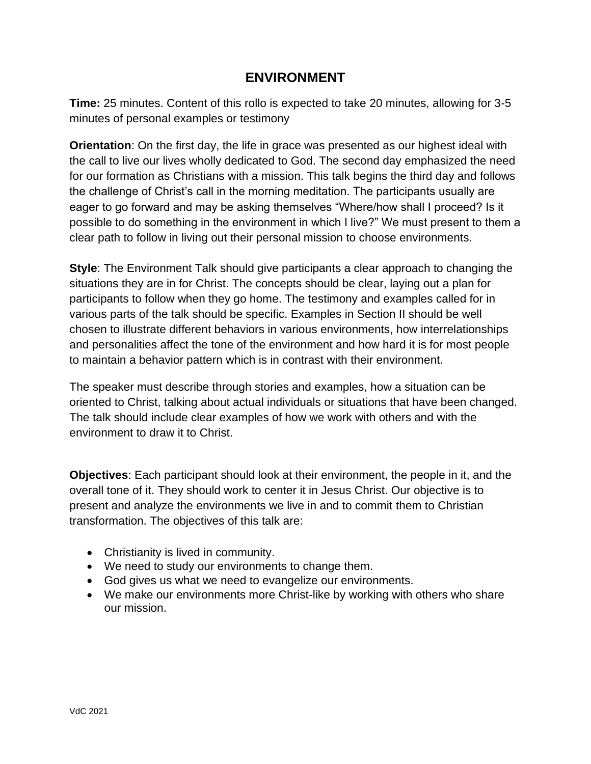# ENVIRONMENT

**Time:** 25 minutes. Content of this rollo is expected to take 20 minutes, allowing for 3-5 minutes of personal examples or testimony

**Orientation**: On the first day, the life in grace was presented as our highest ideal with the call to live our lives wholly dedicated to God. The second day emphasized the need for our formation as Christians with a mission. This talk begins the third day and follows the challenge of Christ's call in the morning meditation. The participants usually are eager to go forward and may be asking themselves "Where/how shall I proceed? Is it possible to do something in the environment in which I live?" We must present to them a clear path to follow in living out their personal mission to choose environments.

**Style**: The Environment Talk should give participants a clear approach to changing the situations they are in for Christ. The concepts should be clear, laying out a plan for participants to follow when they go home. The testimony and examples called for in various parts of the talk should be specific. Examples in Section II should be well chosen to illustrate different behaviors in various environments, how interrelationships and personalities affect the tone of the environment and how hard it is for most people to maintain a behavior pattern which is in contrast with their environment.

The speaker must describe through stories and examples, how a situation can be oriented to Christ, talking about actual individuals or situations that have been changed. The talk should include clear examples of how we work with others and with the environment to draw it to Christ.

**Objectives**: Each participant should look at their environment, the people in it, and the overall tone of it. They should work to center it in Jesus Christ. Our objective is to present and analyze the environments we live in and to commit them to Christian transformation. The objectives of this talk are:

- Christianity is lived in community.
- We need to study our environments to change them.
- God gives us what we need to evangelize our environments.
- We make our environments more Christ-like by working with others who share our mission.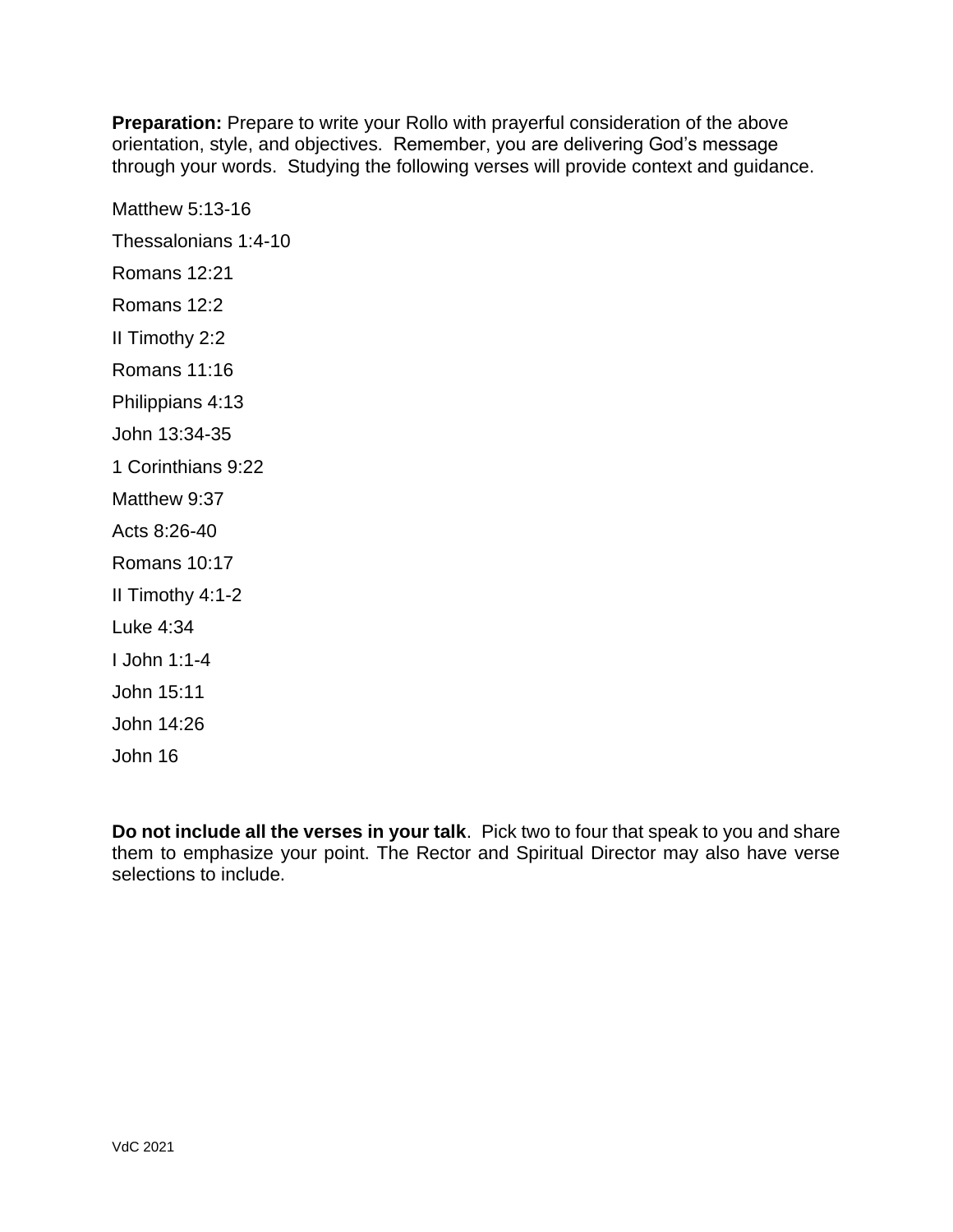**Preparation:** Prepare to write your Rollo with prayerful consideration of the above orientation, style, and objectives. Remember, you are delivering God's message through your words. Studying the following verses will provide context and guidance.

Matthew 5:13-16

Thessalonians 1:4-10

Romans 12:21

Romans 12:2

II Timothy 2:2

Romans 11:16

Philippians 4:13

John 13:34-35

1 Corinthians 9:22

Matthew 9:37

Acts 8:26-40

Romans 10:17

II Timothy 4:1-2

Luke 4:34

I John 1:1-4

John 15:11

John 14:26

John 16

**Do not include all the verses in your talk**. Pick two to four that speak to you and share them to emphasize your point. The Rector and Spiritual Director may also have verse selections to include.

VdC 2021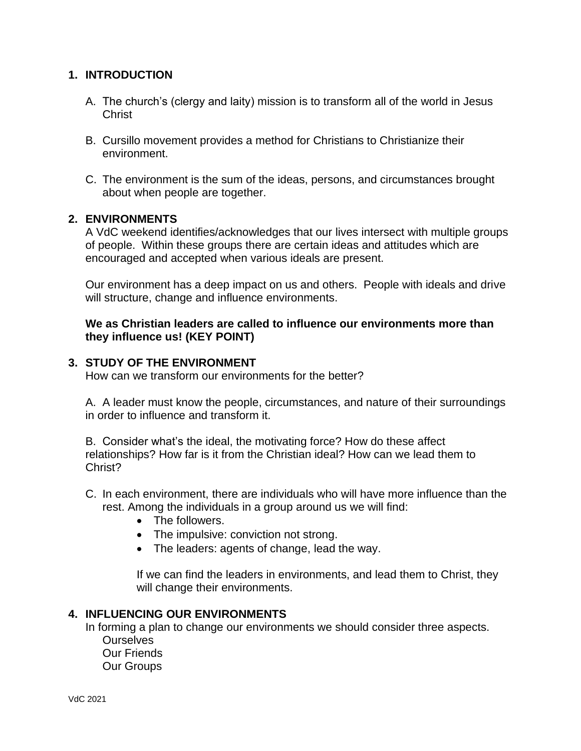## 1. INTRODUCTION

A. The church's (clergy and laity) mission is to transform all of the world in Jesus Christ

B. Cursillo movement provides a method for Christians to Christianize their environment.

C. The environment is the sum of the ideas, persons, and circumstances brought about when people are together.

## 2. ENVIRONMENTS

A VdC weekend identifies/acknowledges that our lives intersect with multiple groups of people. Within these groups there are certain ideas and attitudes which are encouraged and accepted when various ideals are present.

Our environment has a deep impact on us and others. People with ideals and drive will structure, change and influence environments.

**We as Christian leaders are called to influence our environments more than they influence us! (KEY POINT)**

## 3. STUDY OF THE ENVIRONMENT

How can we transform our environments for the better?

A. A leader must know the people, circumstances, and nature of their surroundings in order to influence and transform it.

B. Consider what's the ideal, the motivating force? How do these affect relationships? How far is it from the Christian ideal? How can we lead them to Christ?

C. In each environment, there are individuals who will have more influence than the rest. Among the individuals in a group around us we will find:

- The followers.
- The impulsive: conviction not strong.
- The leaders: agents of change, lead the way.

If we can find the leaders in environments, and lead them to Christ, they will change their environments.

## 4. INFLUENCING OUR ENVIRONMENTS

In forming a plan to change our environments we should consider three aspects.

Ourselves
Our Friends
Our Groups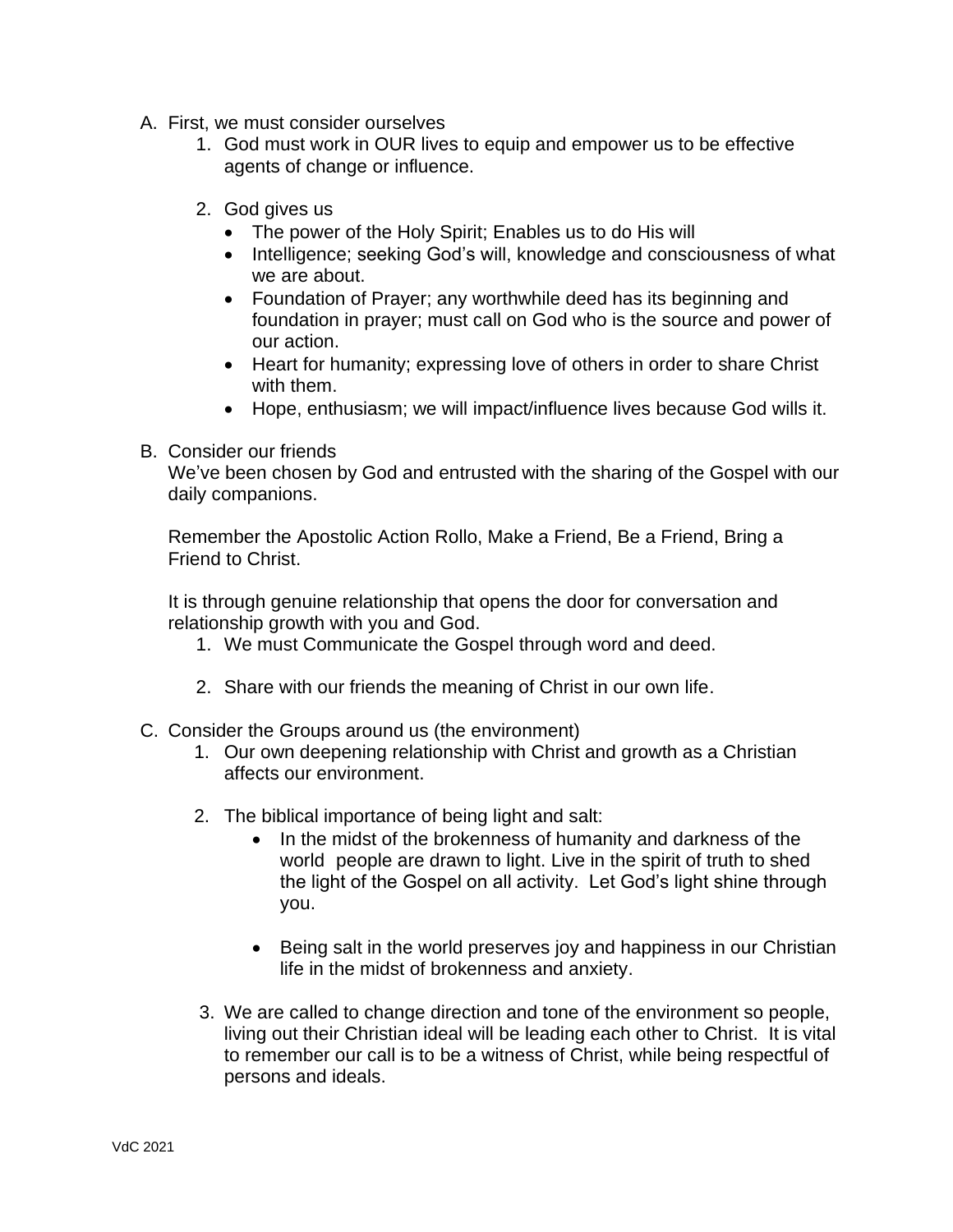A. First, we must consider ourselves
    1. God must work in OUR lives to equip and empower us to be effective agents of change or influence.

    2. God gives us
        - The power of the Holy Spirit; Enables us to do His will
        - Intelligence; seeking God's will, knowledge and consciousness of what we are about.
        - Foundation of Prayer; any worthwhile deed has its beginning and foundation in prayer; must call on God who is the source and power of our action.
        - Heart for humanity; expressing love of others in order to share Christ with them.
        - Hope, enthusiasm; we will impact/influence lives because God wills it.

B. Consider our friends

    We've been chosen by God and entrusted with the sharing of the Gospel with our daily companions.

    Remember the Apostolic Action Rollo, Make a Friend, Be a Friend, Bring a Friend to Christ.

    It is through genuine relationship that opens the door for conversation and relationship growth with you and God.
    1. We must Communicate the Gospel through word and deed.

    2. Share with our friends the meaning of Christ in our own life.

C. Consider the Groups around us (the environment)
    1. Our own deepening relationship with Christ and growth as a Christian affects our environment.

    2. The biblical importance of being light and salt:
        - In the midst of the brokenness of humanity and darkness of the world people are drawn to light. Live in the spirit of truth to shed the light of the Gospel on all activity. Let God's light shine through you.

        - Being salt in the world preserves joy and happiness in our Christian life in the midst of brokenness and anxiety.

    3. We are called to change direction and tone of the environment so people, living out their Christian ideal will be leading each other to Christ. It is vital to remember our call is to be a witness of Christ, while being respectful of persons and ideals.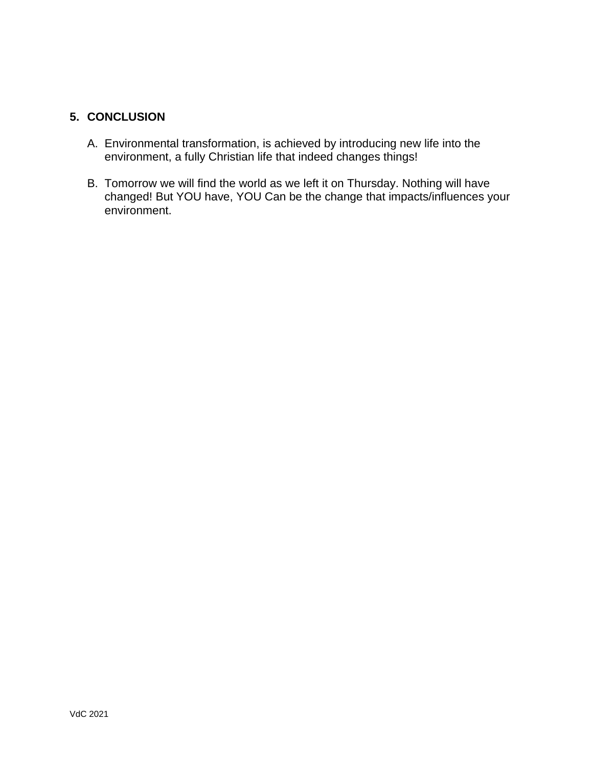## 5. CONCLUSION

A. Environmental transformation, is achieved by introducing new life into the environment, a fully Christian life that indeed changes things!

B. Tomorrow we will find the world as we left it on Thursday. Nothing will have changed! But YOU have, YOU Can be the change that impacts/influences your environment.